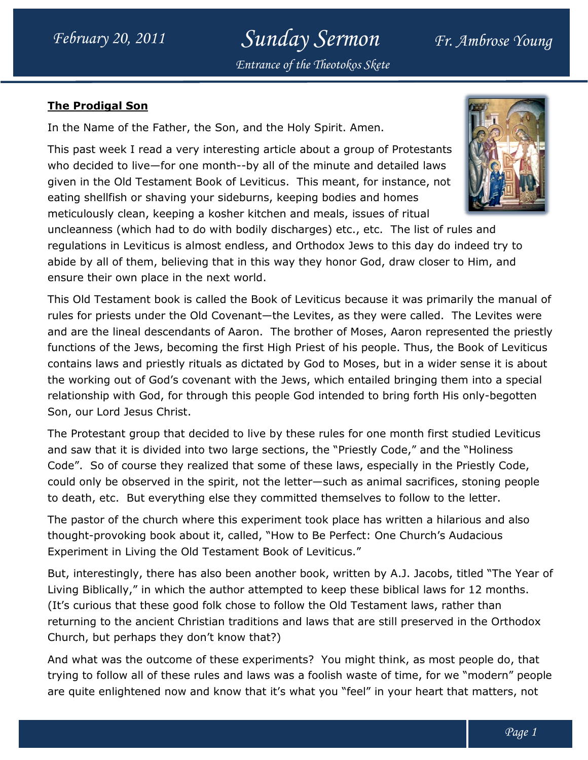## The Prodigal Son

In the Name of the Father, the Son, and the Holy Spirit. Amen.

This past week I read a very interesting article about a group of Protestants who decided to live—for one month--by all of the minute and detailed laws given in the Old Testament Book of Leviticus. This meant, for instance, not eating shellfish or shaving your sideburns, keeping bodies and homes meticulously clean, keeping a kosher kitchen and meals, issues of ritual uncleanness (which had to do with bodily discharges) etc., etc. The list of rules and regulations in Leviticus is almost endless, and Orthodox Jews to this day do indeed try to abide by all of them, believing that in this way they honor God, draw closer to Him, and ensure their own place in the next world.

This Old Testament book is called the Book of Leviticus because it was primarily the manual of rules for priests under the Old Covenant—the Levites, as they were called. The Levites were and are the lineal descendants of Aaron. The brother of Moses, Aaron represented the priestly functions of the Jews, becoming the first High Priest of his people. Thus, the Book of Leviticus contains laws and priestly rituals as dictated by God to Moses, but in a wider sense it is about the working out of God's covenant with the Jews, which entailed bringing them into a special relationship with God, for through this people God intended to bring forth His only-begotten Son, our Lord Jesus Christ.

The Protestant group that decided to live by these rules for one month first studied Leviticus and saw that it is divided into two large sections, the "Priestly Code," and the "Holiness Code". So of course they realized that some of these laws, especially in the Priestly Code, could only be observed in the spirit, not the letter—such as animal sacrifices, stoning people to death, etc. But everything else they committed themselves to follow to the letter.

The pastor of the church where this experiment took place has written a hilarious and also thought-provoking book about it, called, "How to Be Perfect: One Church's Audacious Experiment in Living the Old Testament Book of Leviticus."

But, interestingly, there has also been another book, written by A.J. Jacobs, titled "The Year of Living Biblically," in which the author attempted to keep these biblical laws for 12 months. (It's curious that these good folk chose to follow the Old Testament laws, rather than returning to the ancient Christian traditions and laws that are still preserved in the Orthodox Church, but perhaps they don't know that?)

And what was the outcome of these experiments? You might think, as most people do, that trying to follow all of these rules and laws was a foolish waste of time, for we "modern" people are quite enlightened now and know that it's what you "feel" in your heart that matters, not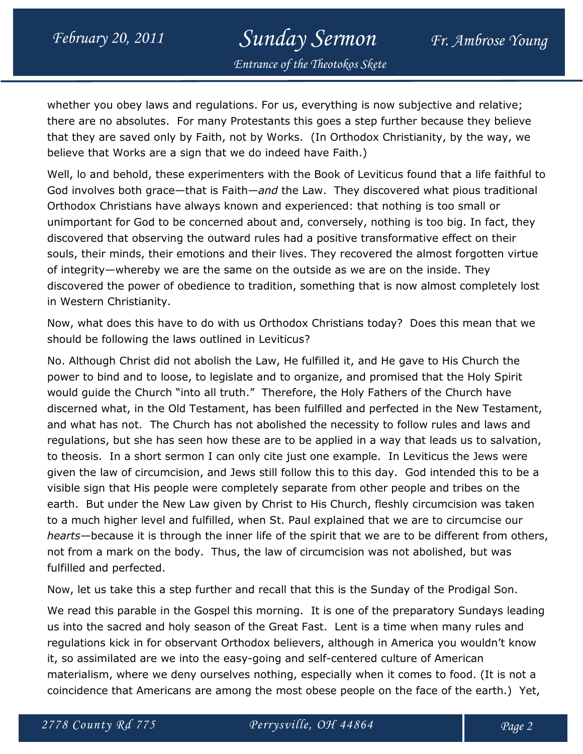whether you obey laws and regulations. For us, everything is now subjective and relative; there are no absolutes. For many Protestants this goes a step further because they believe that they are saved only by Faith, not by Works. (In Orthodox Christianity, by the way, we believe that Works are a sign that we do indeed have Faith.)

Well, lo and behold, these experimenters with the Book of Leviticus found that a life faithful to God involves both grace—that is Faith—*and* the Law. They discovered what pious traditional Orthodox Christians have always known and experienced: that nothing is too small or unimportant for God to be concerned about and, conversely, nothing is too big. In fact, they discovered that observing the outward rules had a positive transformative effect on their souls, their minds, their emotions and their lives. They recovered the almost forgotten virtue of integrity—whereby we are the same on the outside as we are on the inside. They discovered the power of obedience to tradition, something that is now almost completely lost in Western Christianity.

Now, what does this have to do with us Orthodox Christians today? Does this mean that we should be following the laws outlined in Leviticus?

No. Although Christ did not abolish the Law, He fulfilled it, and He gave to His Church the power to bind and to loose, to legislate and to organize, and promised that the Holy Spirit would guide the Church "into all truth." Therefore, the Holy Fathers of the Church have discerned what, in the Old Testament, has been fulfilled and perfected in the New Testament, and what has not. The Church has not abolished the necessity to follow rules and laws and regulations, but she has seen how these are to be applied in a way that leads us to salvation, to theosis. In a short sermon I can only cite just one example. In Leviticus the Jews were given the law of circumcision, and Jews still follow this to this day. God intended this to be a visible sign that His people were completely separate from other people and tribes on the earth. But under the New Law given by Christ to His Church, fleshly circumcision was taken to a much higher level and fulfilled, when St. Paul explained that we are to circumcise our *hearts*—because it is through the inner life of the spirit that we are to be different from others, not from a mark on the body. Thus, the law of circumcision was not abolished, but was fulfilled and perfected.

Now, let us take this a step further and recall that this is the Sunday of the Prodigal Son.

We read this parable in the Gospel this morning. It is one of the preparatory Sundays leading us into the sacred and holy season of the Great Fast. Lent is a time when many rules and regulations kick in for observant Orthodox believers, although in America you wouldn't know it, so assimilated are we into the easy-going and self-centered culture of American materialism, where we deny ourselves nothing, especially when it comes to food. (It is not a coincidence that Americans are among the most obese people on the face of the earth.) Yet,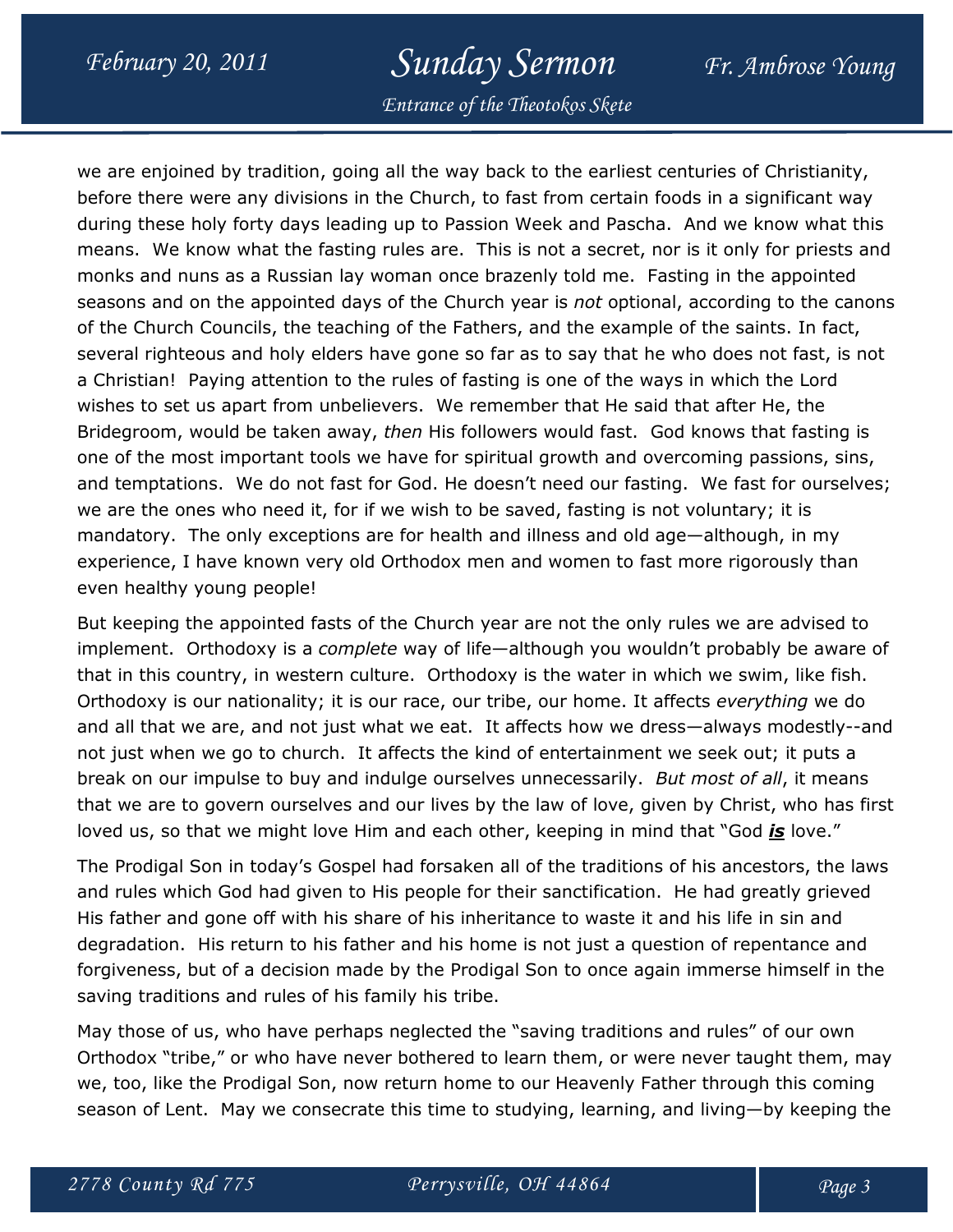we are enjoined by tradition, going all the way back to the earliest centuries of Christianity, before there were any divisions in the Church, to fast from certain foods in a significant way during these holy forty days leading up to Passion Week and Pascha. And we know what this means. We know what the fasting rules are. This is not a secret, nor is it only for priests and monks and nuns as a Russian lay woman once brazenly told me. Fasting in the appointed seasons and on the appointed days of the Church year is *not* optional, according to the canons of the Church Councils, the teaching of the Fathers, and the example of the saints. In fact, several righteous and holy elders have gone so far as to say that he who does not fast, is not a Christian! Paying attention to the rules of fasting is one of the ways in which the Lord wishes to set us apart from unbelievers. We remember that He said that after He, the Bridegroom, would be taken away, *then* His followers would fast. God knows that fasting is one of the most important tools we have for spiritual growth and overcoming passions, sins, and temptations. We do not fast for God. He doesn't need our fasting. We fast for ourselves; we are the ones who need it, for if we wish to be saved, fasting is not voluntary; it is mandatory. The only exceptions are for health and illness and old age—although, in my experience, I have known very old Orthodox men and women to fast more rigorously than even healthy young people!

But keeping the appointed fasts of the Church year are not the only rules we are advised to implement. Orthodoxy is a *complete* way of life—although you wouldn't probably be aware of that in this country, in western culture. Orthodoxy is the water in which we swim, like fish. Orthodoxy is our nationality; it is our race, our tribe, our home. It affects *everything* we do and all that we are, and not just what we eat. It affects how we dress—always modestly--and not just when we go to church. It affects the kind of entertainment we seek out; it puts a break on our impulse to buy and indulge ourselves unnecessarily. *But most of all*, it means that we are to govern ourselves and our lives by the law of love, given by Christ, who has first loved us, so that we might love Him and each other, keeping in mind that "God ***is*** love."

The Prodigal Son in today's Gospel had forsaken all of the traditions of his ancestors, the laws and rules which God had given to His people for their sanctification. He had greatly grieved His father and gone off with his share of his inheritance to waste it and his life in sin and degradation. His return to his father and his home is not just a question of repentance and forgiveness, but of a decision made by the Prodigal Son to once again immerse himself in the saving traditions and rules of his family his tribe.

May those of us, who have perhaps neglected the "saving traditions and rules" of our own Orthodox "tribe," or who have never bothered to learn them, or were never taught them, may we, too, like the Prodigal Son, now return home to our Heavenly Father through this coming season of Lent. May we consecrate this time to studying, learning, and living—by keeping the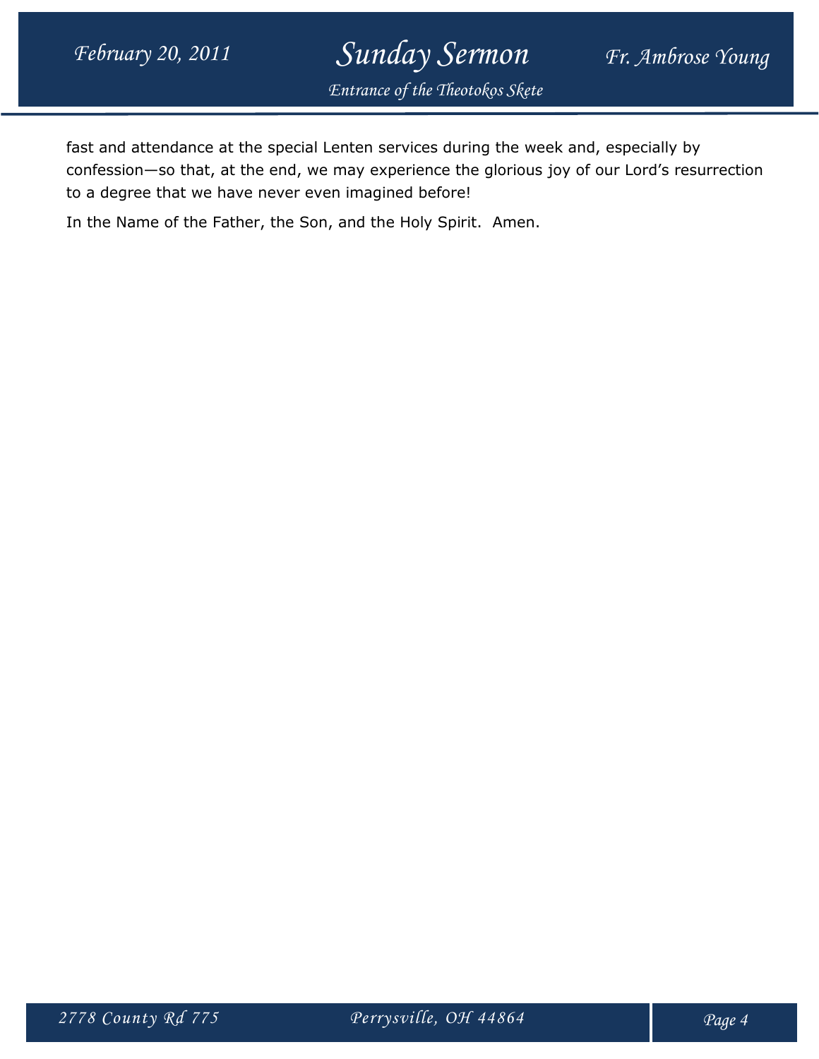fast and attendance at the special Lenten services during the week and, especially by confession—so that, at the end, we may experience the glorious joy of our Lord's resurrection to a degree that we have never even imagined before!

In the Name of the Father, the Son, and the Holy Spirit.  Amen.